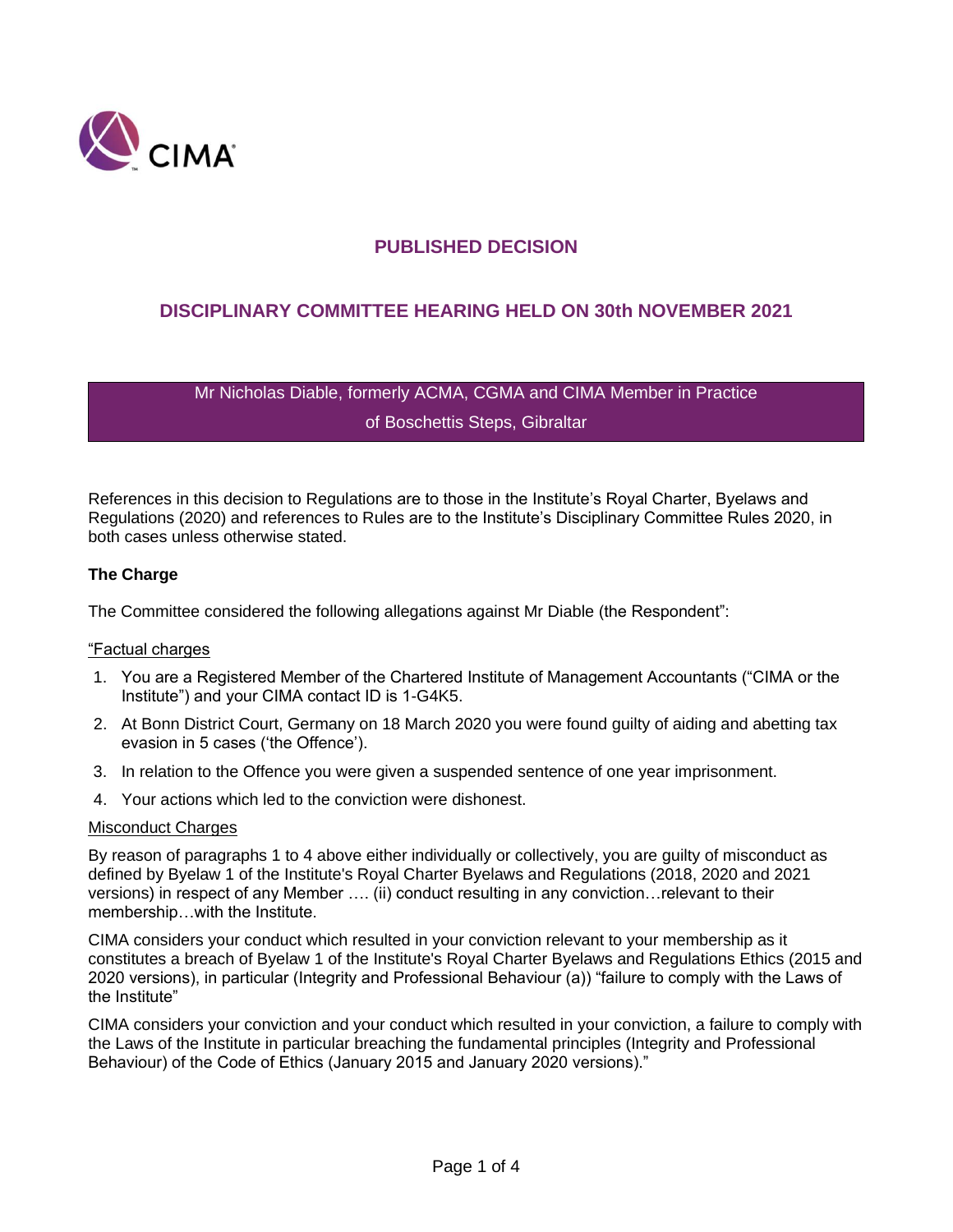# PUBLISHED DECISION

## DISCIPLINARY COMMITTEE HEARING HELD ON 30th NOVEMBER 2021

Mr Nicholas Diable, formerly ACMA, CGMA and CIMA Member in Practice
of Boschettis Steps, Gibraltar

References in this decision to Regulations are to those in the Institute's Royal Charter, Byelaws and Regulations (2020) and references to Rules are to the Institute's Disciplinary Committee Rules 2020, in both cases unless otherwise stated.

**The Charge**

The Committee considered the following allegations against Mr Diable (the Respondent":

"Factual charges

1. You are a Registered Member of the Chartered Institute of Management Accountants ("CIMA or the Institute") and your CIMA contact ID is 1-G4K5.
2. At Bonn District Court, Germany on 18 March 2020 you were found guilty of aiding and abetting tax evasion in 5 cases ('the Offence').
3. In relation to the Offence you were given a suspended sentence of one year imprisonment.
4. Your actions which led to the conviction were dishonest.

Misconduct Charges

By reason of paragraphs 1 to 4 above either individually or collectively, you are guilty of misconduct as defined by Byelaw 1 of the Institute's Royal Charter Byelaws and Regulations (2018, 2020 and 2021 versions) in respect of any Member …. (ii) conduct resulting in any conviction…relevant to their membership…with the Institute.

CIMA considers your conduct which resulted in your conviction relevant to your membership as it constitutes a breach of Byelaw 1 of the Institute's Royal Charter Byelaws and Regulations Ethics (2015 and 2020 versions), in particular (Integrity and Professional Behaviour (a)) "failure to comply with the Laws of the Institute"

CIMA considers your conviction and your conduct which resulted in your conviction, a failure to comply with the Laws of the Institute in particular breaching the fundamental principles (Integrity and Professional Behaviour) of the Code of Ethics (January 2015 and January 2020 versions)."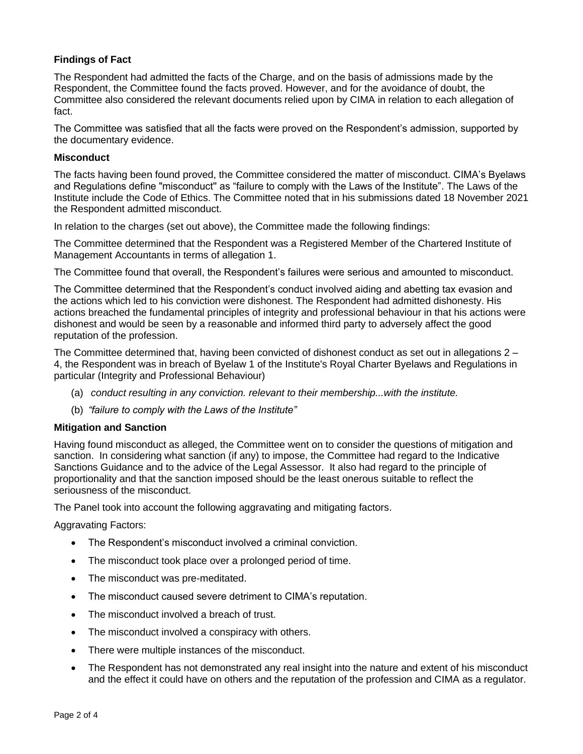**Findings of Fact**

The Respondent had admitted the facts of the Charge, and on the basis of admissions made by the Respondent, the Committee found the facts proved. However, and for the avoidance of doubt, the Committee also considered the relevant documents relied upon by CIMA in relation to each allegation of fact.

The Committee was satisfied that all the facts were proved on the Respondent's admission, supported by the documentary evidence.

**Misconduct**

The facts having been found proved, the Committee considered the matter of misconduct. CIMA's Byelaws and Regulations define "misconduct" as "failure to comply with the Laws of the Institute". The Laws of the Institute include the Code of Ethics. The Committee noted that in his submissions dated 18 November 2021 the Respondent admitted misconduct.

In relation to the charges (set out above), the Committee made the following findings:

The Committee determined that the Respondent was a Registered Member of the Chartered Institute of Management Accountants in terms of allegation 1.

The Committee found that overall, the Respondent's failures were serious and amounted to misconduct.

The Committee determined that the Respondent's conduct involved aiding and abetting tax evasion and the actions which led to his conviction were dishonest. The Respondent had admitted dishonesty. His actions breached the fundamental principles of integrity and professional behaviour in that his actions were dishonest and would be seen by a reasonable and informed third party to adversely affect the good reputation of the profession.

The Committee determined that, having been convicted of dishonest conduct as set out in allegations 2 – 4, the Respondent was in breach of Byelaw 1 of the Institute's Royal Charter Byelaws and Regulations in particular (Integrity and Professional Behaviour)

(a) *conduct resulting in any conviction. relevant to their membership...with the institute.*

(b) *"failure to comply with the Laws of the Institute"*

**Mitigation and Sanction**

Having found misconduct as alleged, the Committee went on to consider the questions of mitigation and sanction. In considering what sanction (if any) to impose, the Committee had regard to the Indicative Sanctions Guidance and to the advice of the Legal Assessor. It also had regard to the principle of proportionality and that the sanction imposed should be the least onerous suitable to reflect the seriousness of the misconduct.

The Panel took into account the following aggravating and mitigating factors.

Aggravating Factors:

- The Respondent's misconduct involved a criminal conviction.
- The misconduct took place over a prolonged period of time.
- The misconduct was pre-meditated.
- The misconduct caused severe detriment to CIMA's reputation.
- The misconduct involved a breach of trust.
- The misconduct involved a conspiracy with others.
- There were multiple instances of the misconduct.
- The Respondent has not demonstrated any real insight into the nature and extent of his misconduct and the effect it could have on others and the reputation of the profession and CIMA as a regulator.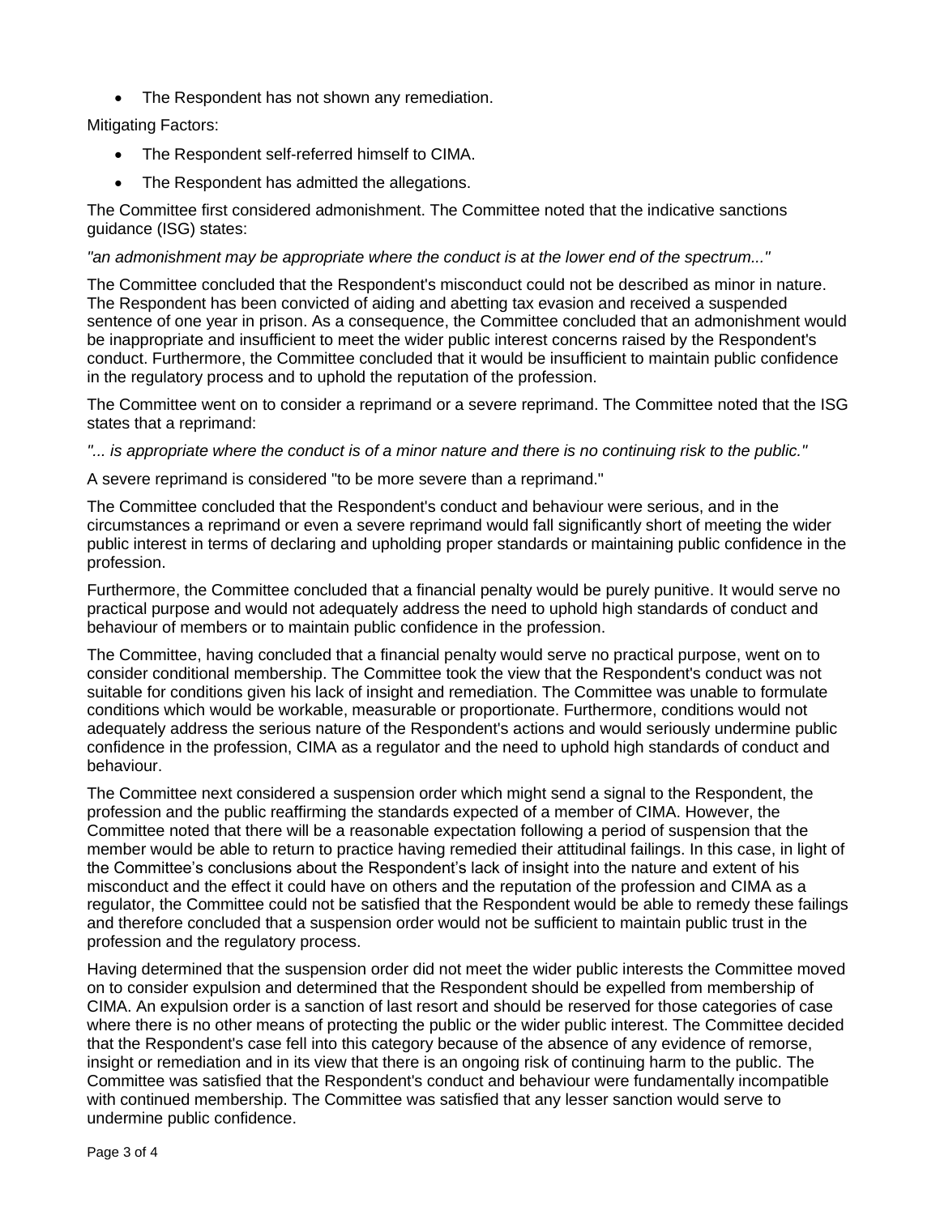- The Respondent has not shown any remediation.

Mitigating Factors:

- The Respondent self-referred himself to CIMA.
- The Respondent has admitted the allegations.

The Committee first considered admonishment. The Committee noted that the indicative sanctions guidance (ISG) states:

*"an admonishment may be appropriate where the conduct is at the lower end of the spectrum..."*

The Committee concluded that the Respondent's misconduct could not be described as minor in nature. The Respondent has been convicted of aiding and abetting tax evasion and received a suspended sentence of one year in prison. As a consequence, the Committee concluded that an admonishment would be inappropriate and insufficient to meet the wider public interest concerns raised by the Respondent's conduct. Furthermore, the Committee concluded that it would be insufficient to maintain public confidence in the regulatory process and to uphold the reputation of the profession.

The Committee went on to consider a reprimand or a severe reprimand. The Committee noted that the ISG states that a reprimand:

*"... is appropriate where the conduct is of a minor nature and there is no continuing risk to the public."*

A severe reprimand is considered "to be more severe than a reprimand."

The Committee concluded that the Respondent's conduct and behaviour were serious, and in the circumstances a reprimand or even a severe reprimand would fall significantly short of meeting the wider public interest in terms of declaring and upholding proper standards or maintaining public confidence in the profession.

Furthermore, the Committee concluded that a financial penalty would be purely punitive. It would serve no practical purpose and would not adequately address the need to uphold high standards of conduct and behaviour of members or to maintain public confidence in the profession.

The Committee, having concluded that a financial penalty would serve no practical purpose, went on to consider conditional membership. The Committee took the view that the Respondent's conduct was not suitable for conditions given his lack of insight and remediation. The Committee was unable to formulate conditions which would be workable, measurable or proportionate. Furthermore, conditions would not adequately address the serious nature of the Respondent's actions and would seriously undermine public confidence in the profession, CIMA as a regulator and the need to uphold high standards of conduct and behaviour.

The Committee next considered a suspension order which might send a signal to the Respondent, the profession and the public reaffirming the standards expected of a member of CIMA. However, the Committee noted that there will be a reasonable expectation following a period of suspension that the member would be able to return to practice having remedied their attitudinal failings. In this case, in light of the Committee's conclusions about the Respondent's lack of insight into the nature and extent of his misconduct and the effect it could have on others and the reputation of the profession and CIMA as a regulator, the Committee could not be satisfied that the Respondent would be able to remedy these failings and therefore concluded that a suspension order would not be sufficient to maintain public trust in the profession and the regulatory process.

Having determined that the suspension order did not meet the wider public interests the Committee moved on to consider expulsion and determined that the Respondent should be expelled from membership of CIMA. An expulsion order is a sanction of last resort and should be reserved for those categories of case where there is no other means of protecting the public or the wider public interest. The Committee decided that the Respondent's case fell into this category because of the absence of any evidence of remorse, insight or remediation and in its view that there is an ongoing risk of continuing harm to the public. The Committee was satisfied that the Respondent's conduct and behaviour were fundamentally incompatible with continued membership. The Committee was satisfied that any lesser sanction would serve to undermine public confidence.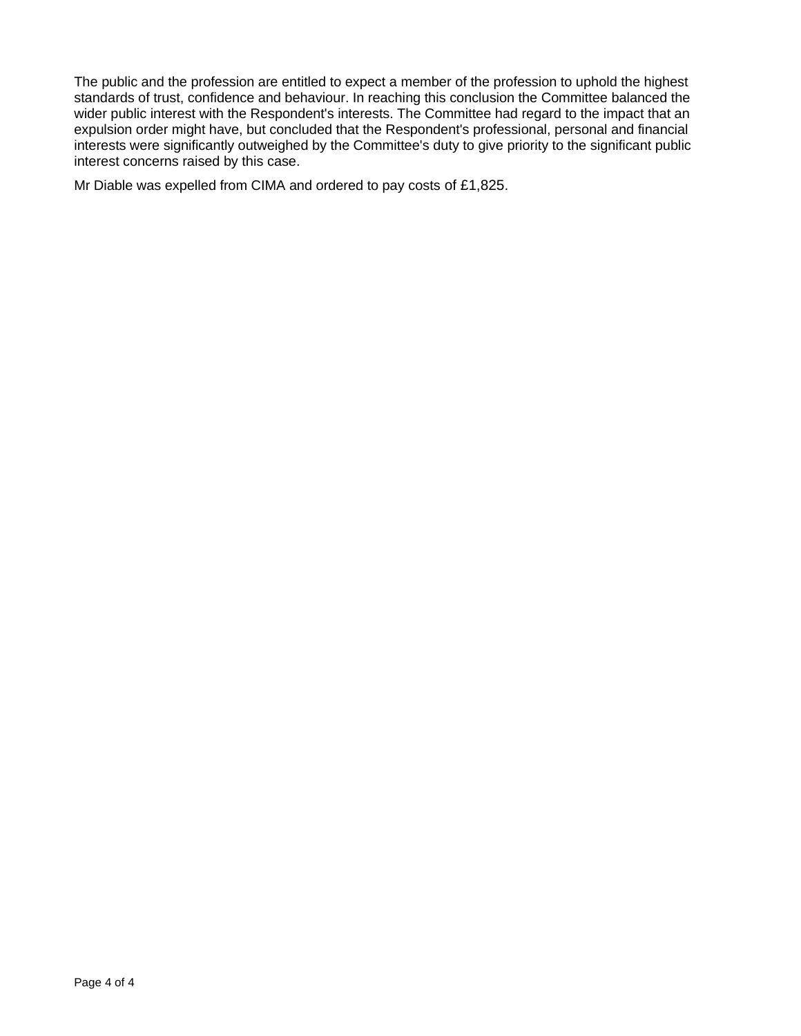The public and the profession are entitled to expect a member of the profession to uphold the highest standards of trust, confidence and behaviour. In reaching this conclusion the Committee balanced the wider public interest with the Respondent's interests. The Committee had regard to the impact that an expulsion order might have, but concluded that the Respondent's professional, personal and financial interests were significantly outweighed by the Committee's duty to give priority to the significant public interest concerns raised by this case.

Mr Diable was expelled from CIMA and ordered to pay costs of £1,825.